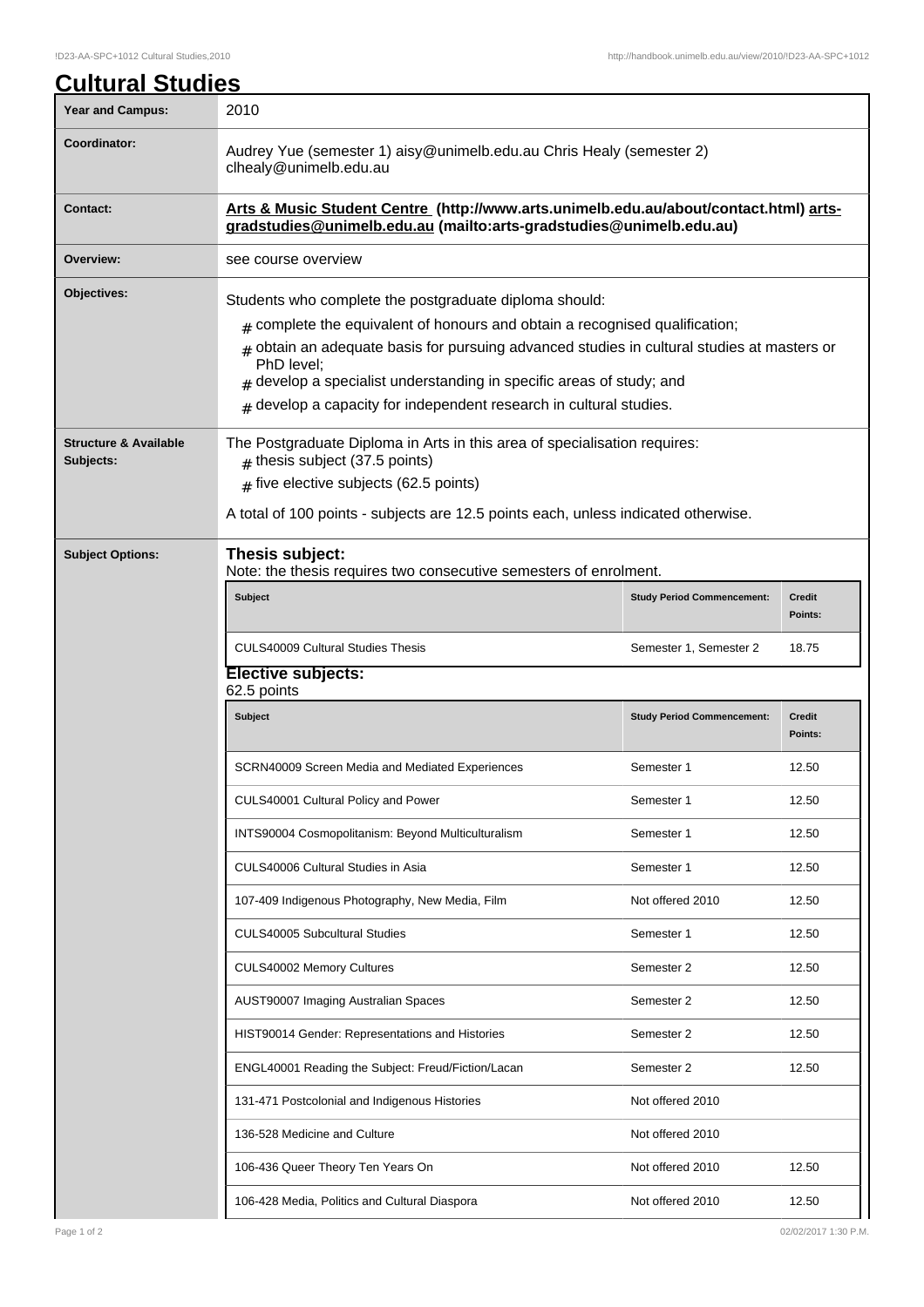# Cultural Studies

| Year and Campus: | 2010 |
|---|---|
| Coordinator: | Audrey Yue (semester 1) aisy@unimelb.edu.au Chris Healy (semester 2) clhealy@unimelb.edu.au |
| Contact: | **Arts & Music Student Centre (http://www.arts.unimelb.edu.au/about/contact.html) arts-gradstudies@unimelb.edu.au (mailto:arts-gradstudies@unimelb.edu.au)** |
| Overview: | see course overview |
| Objectives: | Students who complete the postgraduate diploma should: # complete the equivalent of honours and obtain a recognised qualification; # obtain an adequate basis for pursuing advanced studies in cultural studies at masters or PhD level; # develop a specialist understanding in specific areas of study; and # develop a capacity for independent research in cultural studies. |
| Structure & Available Subjects: | The Postgraduate Diploma in Arts in this area of specialisation requires: # thesis subject (37.5 points) # five elective subjects (62.5 points) A total of 100 points - subjects are 12.5 points each, unless indicated otherwise. |

## Subject Options:

**Thesis subject:**

Note: the thesis requires two consecutive semesters of enrolment.

| Subject | Study Period Commencement: | Credit Points: |
|---|---|---|
| CULS40009 Cultural Studies Thesis | Semester 1, Semester 2 | 18.75 |

**Elective subjects:**

62.5 points

| Subject | Study Period Commencement: | Credit Points: |
|---|---|---|
| SCRN40009 Screen Media and Mediated Experiences | Semester 1 | 12.50 |
| CULS40001 Cultural Policy and Power | Semester 1 | 12.50 |
| INTS90004 Cosmopolitanism: Beyond Multiculturalism | Semester 1 | 12.50 |
| CULS40006 Cultural Studies in Asia | Semester 1 | 12.50 |
| 107-409 Indigenous Photography, New Media, Film | Not offered 2010 | 12.50 |
| CULS40005 Subcultural Studies | Semester 1 | 12.50 |
| CULS40002 Memory Cultures | Semester 2 | 12.50 |
| AUST90007 Imaging Australian Spaces | Semester 2 | 12.50 |
| HIST90014 Gender: Representations and Histories | Semester 2 | 12.50 |
| ENGL40001 Reading the Subject: Freud/Fiction/Lacan | Semester 2 | 12.50 |
| 131-471 Postcolonial and Indigenous Histories | Not offered 2010 | |
| 136-528 Medicine and Culture | Not offered 2010 | |
| 106-436 Queer Theory Ten Years On | Not offered 2010 | 12.50 |
| 106-428 Media, Politics and Cultural Diaspora | Not offered 2010 | 12.50 |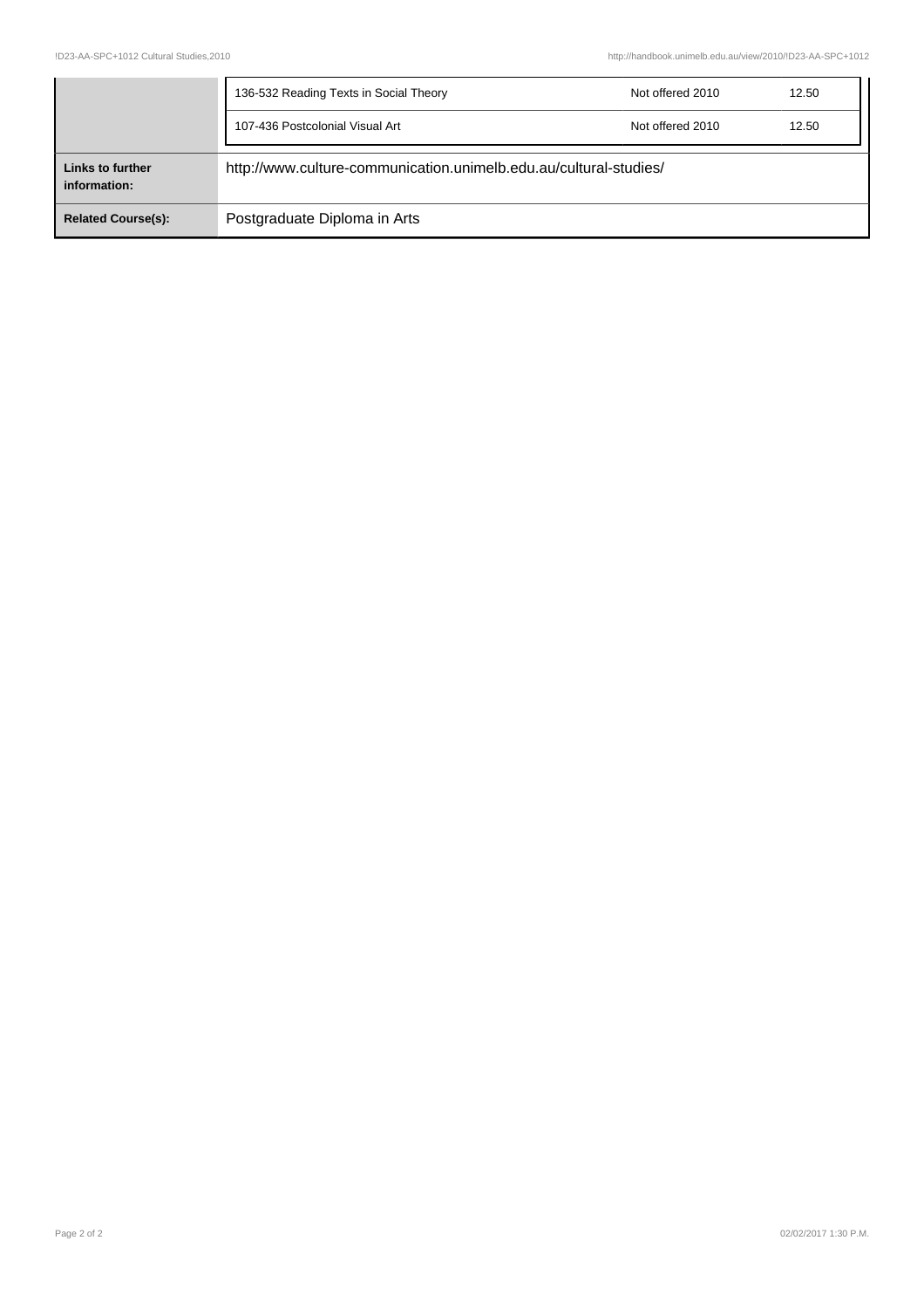| | | | |
|---|---|---|---|
| | 136-532 Reading Texts in Social Theory | Not offered 2010 | 12.50 |
| | 107-436 Postcolonial Visual Art | Not offered 2010 | 12.50 |
| **Links to further information:** | http://www.culture-communication.unimelb.edu.au/cultural-studies/ | | |
| **Related Course(s):** | Postgraduate Diploma in Arts | | |